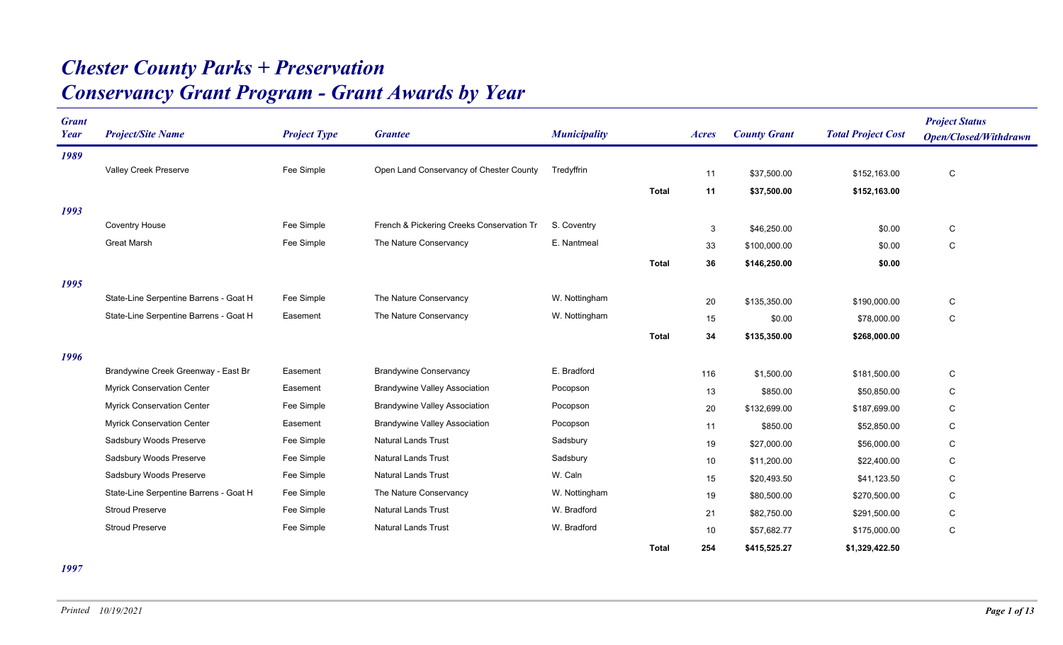# Chester County Parks + Preservation
## Conservancy Grant Program - Grant Awards by Year

| Grant Year | Project/Site Name | Project Type | Grantee | Municipality | | Acres | County Grant | Total Project Cost | Project Status Open/Closed/Withdrawn |
|---|---|---|---|---|---|---|---|---|---|
| **1989** | | | | | | | | | |
| | Valley Creek Preserve | Fee Simple | Open Land Conservancy of Chester County | Tredyffrin | | 11 | $37,500.00 | $152,163.00 | C |
| | | | | | **Total** | **11** | **$37,500.00** | **$152,163.00** | |
| **1993** | | | | | | | | | |
| | Coventry House | Fee Simple | French & Pickering Creeks Conservation Tr | S. Coventry | | 3 | $46,250.00 | $0.00 | C |
| | Great Marsh | Fee Simple | The Nature Conservancy | E. Nantmeal | | 33 | $100,000.00 | $0.00 | C |
| | | | | | **Total** | **36** | **$146,250.00** | **$0.00** | |
| **1995** | | | | | | | | | |
| | State-Line Serpentine Barrens - Goat H | Fee Simple | The Nature Conservancy | W. Nottingham | | 20 | $135,350.00 | $190,000.00 | C |
| | State-Line Serpentine Barrens - Goat H | Easement | The Nature Conservancy | W. Nottingham | | 15 | $0.00 | $78,000.00 | C |
| | | | | | **Total** | **34** | **$135,350.00** | **$268,000.00** | |
| **1996** | | | | | | | | | |
| | Brandywine Creek Greenway - East Br | Easement | Brandywine Conservancy | E. Bradford | | 116 | $1,500.00 | $181,500.00 | C |
| | Myrick Conservation Center | Easement | Brandywine Valley Association | Pocopson | | 13 | $850.00 | $50,850.00 | C |
| | Myrick Conservation Center | Fee Simple | Brandywine Valley Association | Pocopson | | 20 | $132,699.00 | $187,699.00 | C |
| | Myrick Conservation Center | Easement | Brandywine Valley Association | Pocopson | | 11 | $850.00 | $52,850.00 | C |
| | Sadsbury Woods Preserve | Fee Simple | Natural Lands Trust | Sadsbury | | 19 | $27,000.00 | $56,000.00 | C |
| | Sadsbury Woods Preserve | Fee Simple | Natural Lands Trust | Sadsbury | | 10 | $11,200.00 | $22,400.00 | C |
| | Sadsbury Woods Preserve | Fee Simple | Natural Lands Trust | W. Caln | | 15 | $20,493.50 | $41,123.50 | C |
| | State-Line Serpentine Barrens - Goat H | Fee Simple | The Nature Conservancy | W. Nottingham | | 19 | $80,500.00 | $270,500.00 | C |
| | Stroud Preserve | Fee Simple | Natural Lands Trust | W. Bradford | | 21 | $82,750.00 | $291,500.00 | C |
| | Stroud Preserve | Fee Simple | Natural Lands Trust | W. Bradford | | 10 | $57,682.77 | $175,000.00 | C |
| | | | | | **Total** | **254** | **$415,525.27** | **$1,329,422.50** | |
| **1997** | | | | | | | | | |

*Printed 10/19/2021*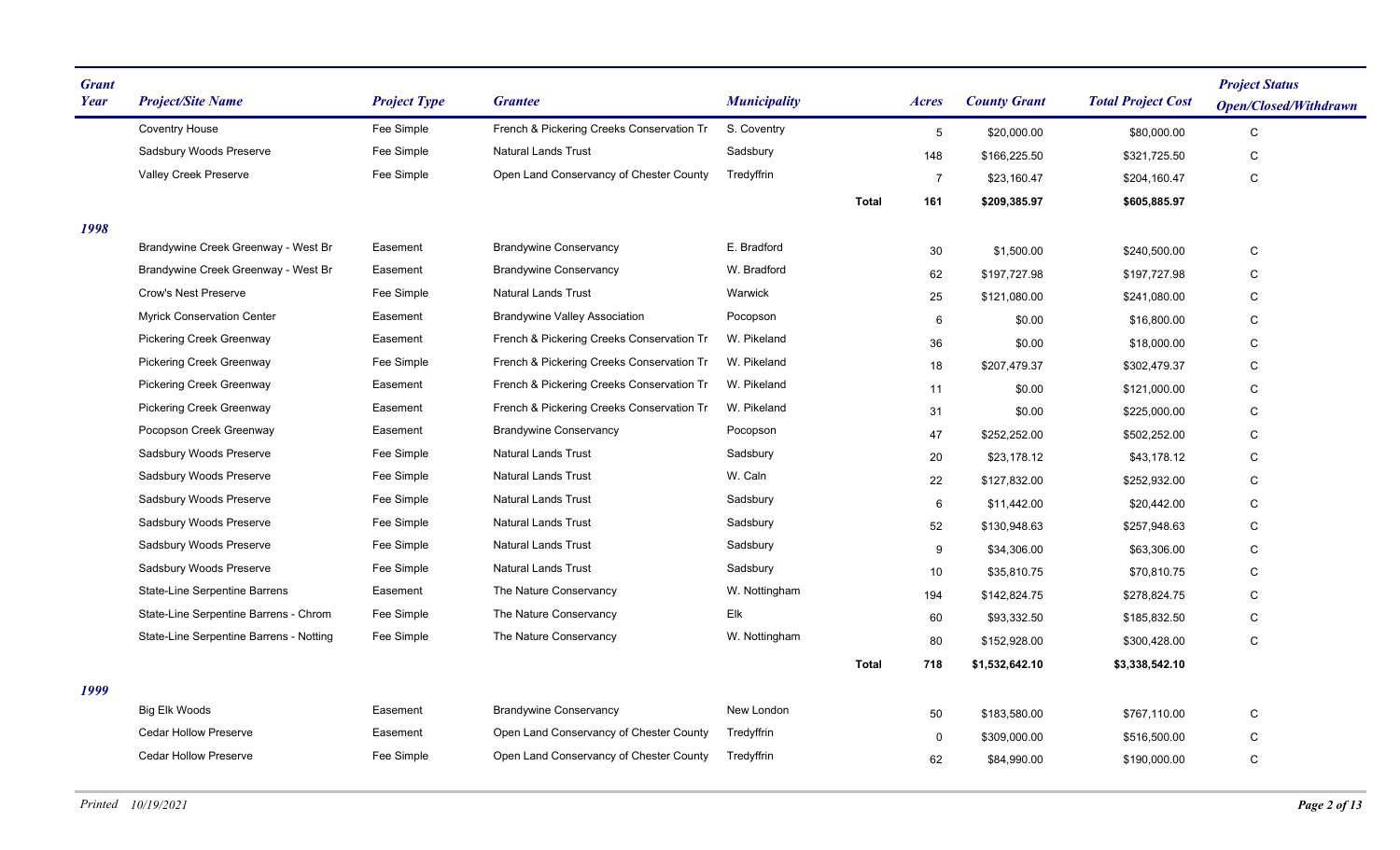| Grant Year | Project/Site Name | Project Type | Grantee | Municipality | | Acres | County Grant | Total Project Cost | Project Status Open/Closed/Withdrawn |
|---|---|---|---|---|---|---|---|---|---|
| | Coventry House | Fee Simple | French & Pickering Creeks Conservation Tr | S. Coventry | | 5 | $20,000.00 | $80,000.00 | C |
| | Sadsbury Woods Preserve | Fee Simple | Natural Lands Trust | Sadsbury | | 148 | $166,225.50 | $321,725.50 | C |
| | Valley Creek Preserve | Fee Simple | Open Land Conservancy of Chester County | Tredyffrin | | 7 | $23,160.47 | $204,160.47 | C |
| | | | | | **Total** | **161** | **$209,385.97** | **$605,885.97** | |
| ***1998*** | | | | | | | | | |
| | Brandywine Creek Greenway - West Br | Easement | Brandywine Conservancy | E. Bradford | | 30 | $1,500.00 | $240,500.00 | C |
| | Brandywine Creek Greenway - West Br | Easement | Brandywine Conservancy | W. Bradford | | 62 | $197,727.98 | $197,727.98 | C |
| | Crow's Nest Preserve | Fee Simple | Natural Lands Trust | Warwick | | 25 | $121,080.00 | $241,080.00 | C |
| | Myrick Conservation Center | Easement | Brandywine Valley Association | Pocopson | | 6 | $0.00 | $16,800.00 | C |
| | Pickering Creek Greenway | Easement | French & Pickering Creeks Conservation Tr | W. Pikeland | | 36 | $0.00 | $18,000.00 | C |
| | Pickering Creek Greenway | Fee Simple | French & Pickering Creeks Conservation Tr | W. Pikeland | | 18 | $207,479.37 | $302,479.37 | C |
| | Pickering Creek Greenway | Easement | French & Pickering Creeks Conservation Tr | W. Pikeland | | 11 | $0.00 | $121,000.00 | C |
| | Pickering Creek Greenway | Easement | French & Pickering Creeks Conservation Tr | W. Pikeland | | 31 | $0.00 | $225,000.00 | C |
| | Pocopson Creek Greenway | Easement | Brandywine Conservancy | Pocopson | | 47 | $252,252.00 | $502,252.00 | C |
| | Sadsbury Woods Preserve | Fee Simple | Natural Lands Trust | Sadsbury | | 20 | $23,178.12 | $43,178.12 | C |
| | Sadsbury Woods Preserve | Fee Simple | Natural Lands Trust | W. Caln | | 22 | $127,832.00 | $252,932.00 | C |
| | Sadsbury Woods Preserve | Fee Simple | Natural Lands Trust | Sadsbury | | 6 | $11,442.00 | $20,442.00 | C |
| | Sadsbury Woods Preserve | Fee Simple | Natural Lands Trust | Sadsbury | | 52 | $130,948.63 | $257,948.63 | C |
| | Sadsbury Woods Preserve | Fee Simple | Natural Lands Trust | Sadsbury | | 9 | $34,306.00 | $63,306.00 | C |
| | Sadsbury Woods Preserve | Fee Simple | Natural Lands Trust | Sadsbury | | 10 | $35,810.75 | $70,810.75 | C |
| | State-Line Serpentine Barrens | Easement | The Nature Conservancy | W. Nottingham | | 194 | $142,824.75 | $278,824.75 | C |
| | State-Line Serpentine Barrens - Chrom | Fee Simple | The Nature Conservancy | Elk | | 60 | $93,332.50 | $185,832.50 | C |
| | State-Line Serpentine Barrens - Notting | Fee Simple | The Nature Conservancy | W. Nottingham | | 80 | $152,928.00 | $300,428.00 | C |
| | | | | | **Total** | **718** | **$1,532,642.10** | **$3,338,542.10** | |
| ***1999*** | | | | | | | | | |
| | Big Elk Woods | Easement | Brandywine Conservancy | New London | | 50 | $183,580.00 | $767,110.00 | C |
| | Cedar Hollow Preserve | Easement | Open Land Conservancy of Chester County | Tredyffrin | | 0 | $309,000.00 | $516,500.00 | C |
| | Cedar Hollow Preserve | Fee Simple | Open Land Conservancy of Chester County | Tredyffrin | | 62 | $84,990.00 | $190,000.00 | C |

*Printed 10/19/2021*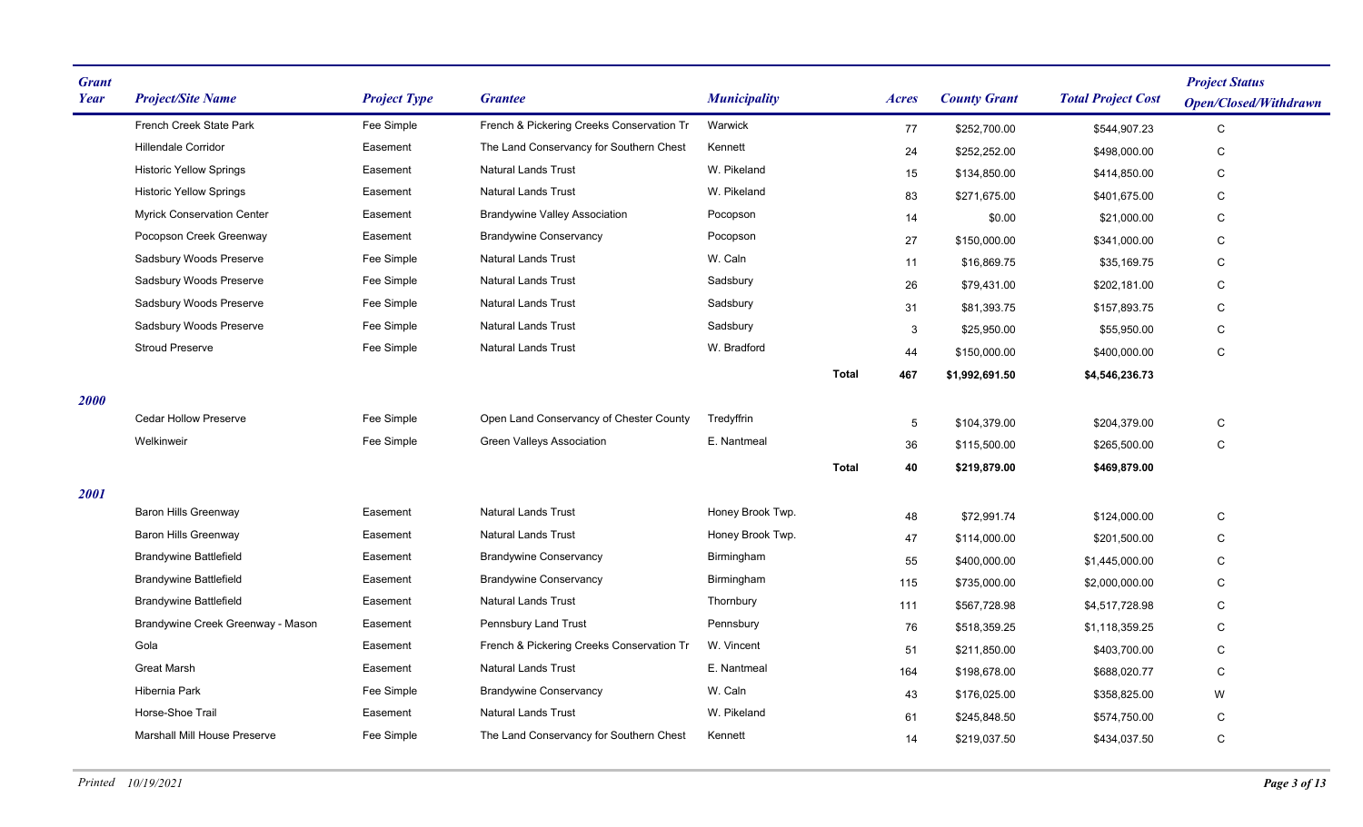| Grant Year | Project/Site Name | Project Type | Grantee | Municipality | | Acres | County Grant | Total Project Cost | Project Status Open/Closed/Withdrawn |
|---|---|---|---|---|---|---|---|---|---|
| | French Creek State Park | Fee Simple | French & Pickering Creeks Conservation Tr | Warwick | | 77 | $252,700.00 | $544,907.23 | C |
| | Hillendale Corridor | Easement | The Land Conservancy for Southern Chest | Kennett | | 24 | $252,252.00 | $498,000.00 | C |
| | Historic Yellow Springs | Easement | Natural Lands Trust | W. Pikeland | | 15 | $134,850.00 | $414,850.00 | C |
| | Historic Yellow Springs | Easement | Natural Lands Trust | W. Pikeland | | 83 | $271,675.00 | $401,675.00 | C |
| | Myrick Conservation Center | Easement | Brandywine Valley Association | Pocopson | | 14 | $0.00 | $21,000.00 | C |
| | Pocopson Creek Greenway | Easement | Brandywine Conservancy | Pocopson | | 27 | $150,000.00 | $341,000.00 | C |
| | Sadsbury Woods Preserve | Fee Simple | Natural Lands Trust | W. Caln | | 11 | $16,869.75 | $35,169.75 | C |
| | Sadsbury Woods Preserve | Fee Simple | Natural Lands Trust | Sadsbury | | 26 | $79,431.00 | $202,181.00 | C |
| | Sadsbury Woods Preserve | Fee Simple | Natural Lands Trust | Sadsbury | | 31 | $81,393.75 | $157,893.75 | C |
| | Sadsbury Woods Preserve | Fee Simple | Natural Lands Trust | Sadsbury | | 3 | $25,950.00 | $55,950.00 | C |
| | Stroud Preserve | Fee Simple | Natural Lands Trust | W. Bradford | | 44 | $150,000.00 | $400,000.00 | C |
| | | | | | **Total** | **467** | **$1,992,691.50** | **$4,546,236.73** | |
| ***2000*** | | | | | | | | | |
| | Cedar Hollow Preserve | Fee Simple | Open Land Conservancy of Chester County | Tredyffrin | | 5 | $104,379.00 | $204,379.00 | C |
| | Welkinweir | Fee Simple | Green Valleys Association | E. Nantmeal | | 36 | $115,500.00 | $265,500.00 | C |
| | | | | | **Total** | **40** | **$219,879.00** | **$469,879.00** | |
| ***2001*** | | | | | | | | | |
| | Baron Hills Greenway | Easement | Natural Lands Trust | Honey Brook Twp. | | 48 | $72,991.74 | $124,000.00 | C |
| | Baron Hills Greenway | Easement | Natural Lands Trust | Honey Brook Twp. | | 47 | $114,000.00 | $201,500.00 | C |
| | Brandywine Battlefield | Easement | Brandywine Conservancy | Birmingham | | 55 | $400,000.00 | $1,445,000.00 | C |
| | Brandywine Battlefield | Easement | Brandywine Conservancy | Birmingham | | 115 | $735,000.00 | $2,000,000.00 | C |
| | Brandywine Battlefield | Easement | Natural Lands Trust | Thornbury | | 111 | $567,728.98 | $4,517,728.98 | C |
| | Brandywine Creek Greenway - Mason | Easement | Pennsbury Land Trust | Pennsbury | | 76 | $518,359.25 | $1,118,359.25 | C |
| | Gola | Easement | French & Pickering Creeks Conservation Tr | W. Vincent | | 51 | $211,850.00 | $403,700.00 | C |
| | Great Marsh | Easement | Natural Lands Trust | E. Nantmeal | | 164 | $198,678.00 | $688,020.77 | C |
| | Hibernia Park | Fee Simple | Brandywine Conservancy | W. Caln | | 43 | $176,025.00 | $358,825.00 | W |
| | Horse-Shoe Trail | Easement | Natural Lands Trust | W. Pikeland | | 61 | $245,848.50 | $574,750.00 | C |
| | Marshall Mill House Preserve | Fee Simple | The Land Conservancy for Southern Chest | Kennett | | 14 | $219,037.50 | $434,037.50 | C |

*Printed 10/19/2021*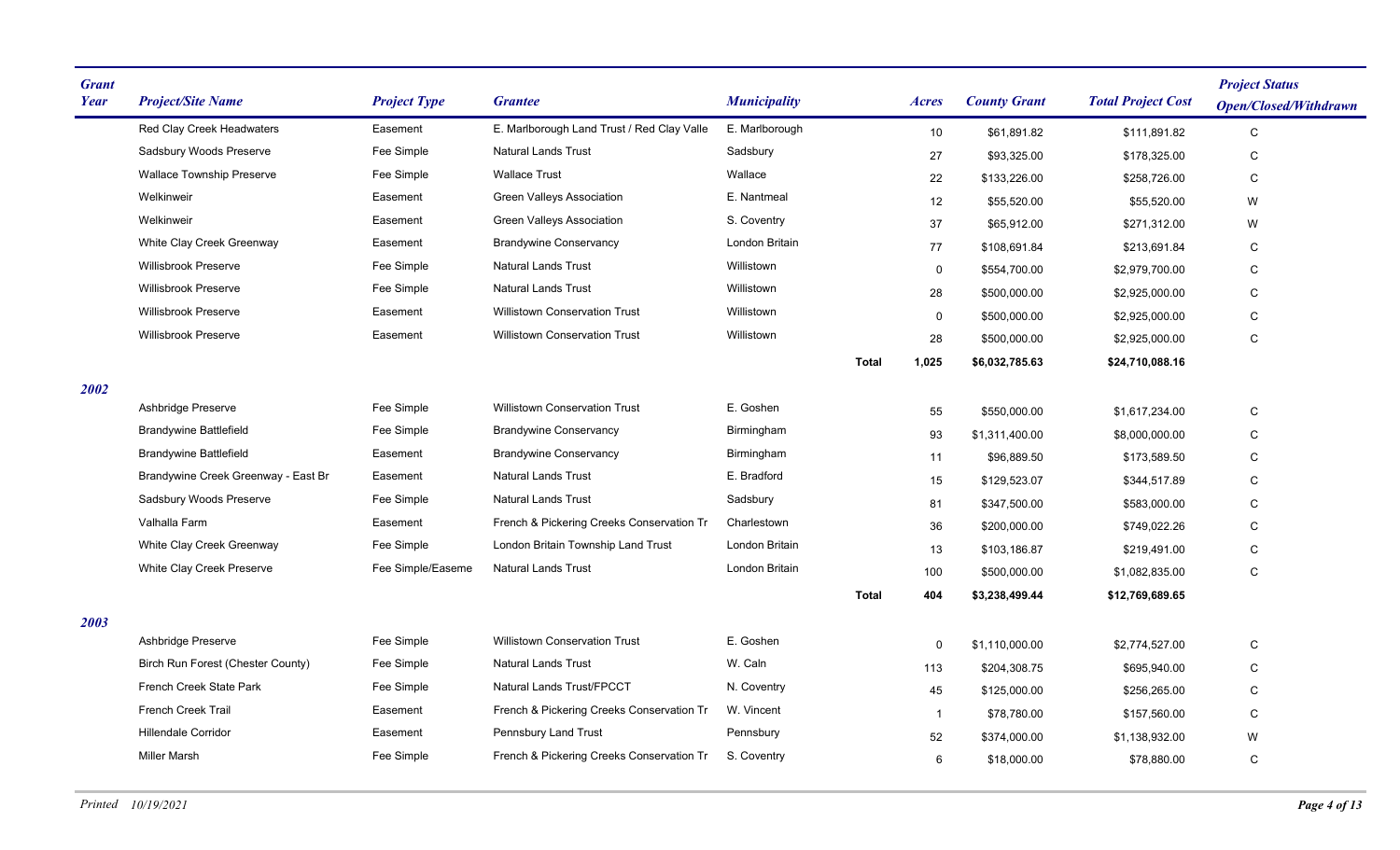| Grant Year | Project/Site Name | Project Type | Grantee | Municipality | | Acres | County Grant | Total Project Cost | Project Status Open/Closed/Withdrawn |
|---|---|---|---|---|---|---|---|---|---|
| | Red Clay Creek Headwaters | Easement | E. Marlborough Land Trust / Red Clay Valle | E. Marlborough | | 10 | $61,891.82 | $111,891.82 | C |
| | Sadsbury Woods Preserve | Fee Simple | Natural Lands Trust | Sadsbury | | 27 | $93,325.00 | $178,325.00 | C |
| | Wallace Township Preserve | Fee Simple | Wallace Trust | Wallace | | 22 | $133,226.00 | $258,726.00 | C |
| | Welkinweir | Easement | Green Valleys Association | E. Nantmeal | | 12 | $55,520.00 | $55,520.00 | W |
| | Welkinweir | Easement | Green Valleys Association | S. Coventry | | 37 | $65,912.00 | $271,312.00 | W |
| | White Clay Creek Greenway | Easement | Brandywine Conservancy | London Britain | | 77 | $108,691.84 | $213,691.84 | C |
| | Willisbrook Preserve | Fee Simple | Natural Lands Trust | Willistown | | 0 | $554,700.00 | $2,979,700.00 | C |
| | Willisbrook Preserve | Fee Simple | Natural Lands Trust | Willistown | | 28 | $500,000.00 | $2,925,000.00 | C |
| | Willisbrook Preserve | Easement | Willistown Conservation Trust | Willistown | | 0 | $500,000.00 | $2,925,000.00 | C |
| | Willisbrook Preserve | Easement | Willistown Conservation Trust | Willistown | | 28 | $500,000.00 | $2,925,000.00 | C |
| | | | | | **Total** | **1,025** | **$6,032,785.63** | **$24,710,088.16** | |
| ***2002*** | | | | | | | | | |
| | Ashbridge Preserve | Fee Simple | Willistown Conservation Trust | E. Goshen | | 55 | $550,000.00 | $1,617,234.00 | C |
| | Brandywine Battlefield | Fee Simple | Brandywine Conservancy | Birmingham | | 93 | $1,311,400.00 | $8,000,000.00 | C |
| | Brandywine Battlefield | Easement | Brandywine Conservancy | Birmingham | | 11 | $96,889.50 | $173,589.50 | C |
| | Brandywine Creek Greenway - East Br | Easement | Natural Lands Trust | E. Bradford | | 15 | $129,523.07 | $344,517.89 | C |
| | Sadsbury Woods Preserve | Fee Simple | Natural Lands Trust | Sadsbury | | 81 | $347,500.00 | $583,000.00 | C |
| | Valhalla Farm | Easement | French & Pickering Creeks Conservation Tr | Charlestown | | 36 | $200,000.00 | $749,022.26 | C |
| | White Clay Creek Greenway | Fee Simple | London Britain Township Land Trust | London Britain | | 13 | $103,186.87 | $219,491.00 | C |
| | White Clay Creek Preserve | Fee Simple/Easeme | Natural Lands Trust | London Britain | | 100 | $500,000.00 | $1,082,835.00 | C |
| | | | | | **Total** | **404** | **$3,238,499.44** | **$12,769,689.65** | |
| ***2003*** | | | | | | | | | |
| | Ashbridge Preserve | Fee Simple | Willistown Conservation Trust | E. Goshen | | 0 | $1,110,000.00 | $2,774,527.00 | C |
| | Birch Run Forest (Chester County) | Fee Simple | Natural Lands Trust | W. Caln | | 113 | $204,308.75 | $695,940.00 | C |
| | French Creek State Park | Fee Simple | Natural Lands Trust/FPCCT | N. Coventry | | 45 | $125,000.00 | $256,265.00 | C |
| | French Creek Trail | Easement | French & Pickering Creeks Conservation Tr | W. Vincent | | 1 | $78,780.00 | $157,560.00 | C |
| | Hillendale Corridor | Easement | Pennsbury Land Trust | Pennsbury | | 52 | $374,000.00 | $1,138,932.00 | W |
| | Miller Marsh | Fee Simple | French & Pickering Creeks Conservation Tr | S. Coventry | | 6 | $18,000.00 | $78,880.00 | C |

*Printed 10/19/2021*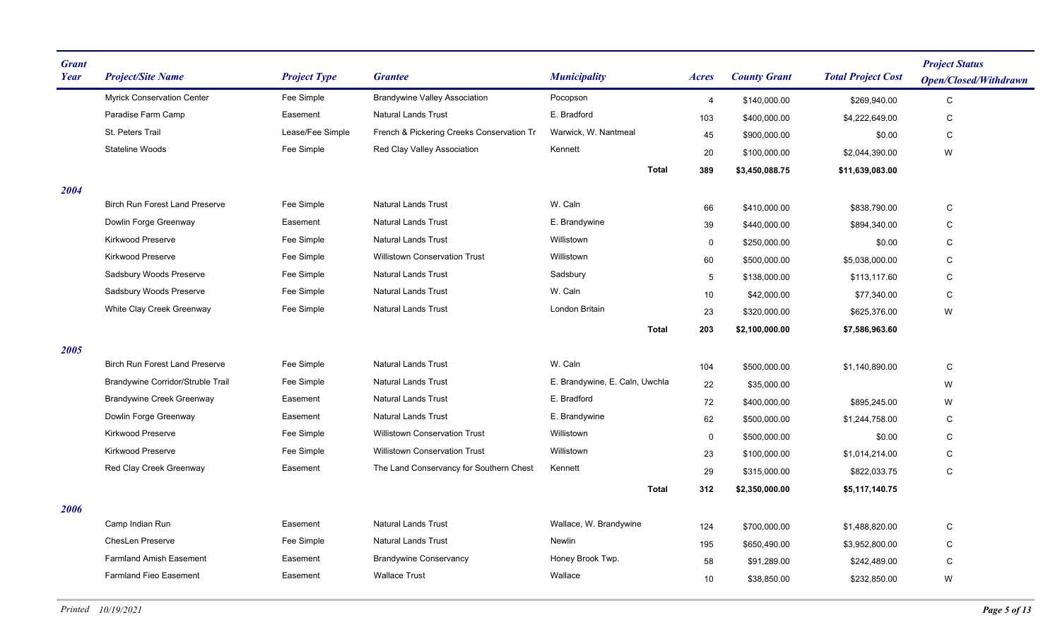| Grant Year | Project/Site Name | Project Type | Grantee | Municipality | Acres | County Grant | Total Project Cost | Project Status Open/Closed/Withdrawn |
|---|---|---|---|---|---|---|---|---|
| | Myrick Conservation Center | Fee Simple | Brandywine Valley Association | Pocopson | 4 | $140,000.00 | $269,940.00 | C |
| | Paradise Farm Camp | Easement | Natural Lands Trust | E. Bradford | 103 | $400,000.00 | $4,222,649.00 | C |
| | St. Peters Trail | Lease/Fee Simple | French & Pickering Creeks Conservation Tr | Warwick, W. Nantmeal | 45 | $900,000.00 | $0.00 | C |
| | Stateline Woods | Fee Simple | Red Clay Valley Association | Kennett | 20 | $100,000.00 | $2,044,390.00 | W |
| | | | | **Total** | **389** | **$3,450,088.75** | **$11,639,083.00** | |
| ***2004*** | | | | | | | | |
| | Birch Run Forest Land Preserve | Fee Simple | Natural Lands Trust | W. Caln | 66 | $410,000.00 | $838,790.00 | C |
| | Dowlin Forge Greenway | Easement | Natural Lands Trust | E. Brandywine | 39 | $440,000.00 | $894,340.00 | C |
| | Kirkwood Preserve | Fee Simple | Natural Lands Trust | Willistown | 0 | $250,000.00 | $0.00 | C |
| | Kirkwood Preserve | Fee Simple | Willistown Conservation Trust | Willistown | 60 | $500,000.00 | $5,038,000.00 | C |
| | Sadsbury Woods Preserve | Fee Simple | Natural Lands Trust | Sadsbury | 5 | $138,000.00 | $113,117.60 | C |
| | Sadsbury Woods Preserve | Fee Simple | Natural Lands Trust | W. Caln | 10 | $42,000.00 | $77,340.00 | C |
| | White Clay Creek Greenway | Fee Simple | Natural Lands Trust | London Britain | 23 | $320,000.00 | $625,376.00 | W |
| | | | | **Total** | **203** | **$2,100,000.00** | **$7,586,963.60** | |
| ***2005*** | | | | | | | | |
| | Birch Run Forest Land Preserve | Fee Simple | Natural Lands Trust | W. Caln | 104 | $500,000.00 | $1,140,890.00 | C |
| | Brandywine Corridor/Struble Trail | Fee Simple | Natural Lands Trust | E. Brandywine, E. Caln, Uwchla | 22 | $35,000.00 | | W |
| | Brandywine Creek Greenway | Easement | Natural Lands Trust | E. Bradford | 72 | $400,000.00 | $895,245.00 | W |
| | Dowlin Forge Greenway | Easement | Natural Lands Trust | E. Brandywine | 62 | $500,000.00 | $1,244,758.00 | C |
| | Kirkwood Preserve | Fee Simple | Willistown Conservation Trust | Willistown | 0 | $500,000.00 | $0.00 | C |
| | Kirkwood Preserve | Fee Simple | Willistown Conservation Trust | Willistown | 23 | $100,000.00 | $1,014,214.00 | C |
| | Red Clay Creek Greenway | Easement | The Land Conservancy for Southern Chest | Kennett | 29 | $315,000.00 | $822,033.75 | C |
| | | | | **Total** | **312** | **$2,350,000.00** | **$5,117,140.75** | |
| ***2006*** | | | | | | | | |
| | Camp Indian Run | Easement | Natural Lands Trust | Wallace, W. Brandywine | 124 | $700,000.00 | $1,488,820.00 | C |
| | ChesLen Preserve | Fee Simple | Natural Lands Trust | Newlin | 195 | $650,490.00 | $3,952,800.00 | C |
| | Farmland Amish Easement | Easement | Brandywine Conservancy | Honey Brook Twp. | 58 | $91,289.00 | $242,489.00 | C |
| | Farmland Fieo Easement | Easement | Wallace Trust | Wallace | 10 | $38,850.00 | $232,850.00 | W |

*Printed 10/19/2021*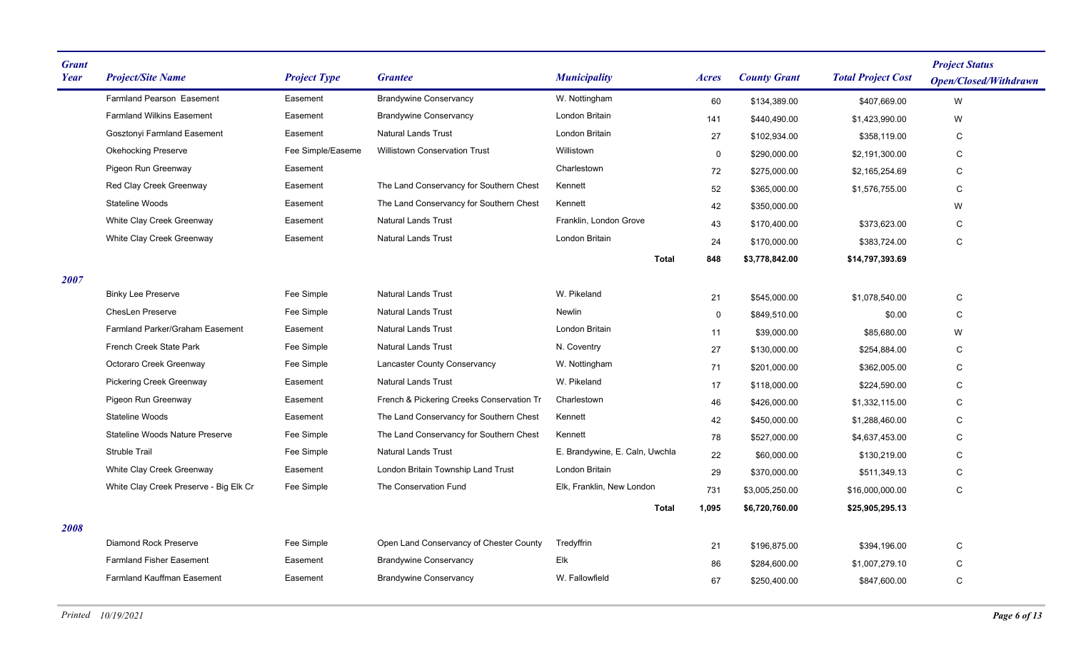| Grant Year | Project/Site Name | Project Type | Grantee | Municipality | Acres | County Grant | Total Project Cost | Project Status Open/Closed/Withdrawn |
|---|---|---|---|---|---|---|---|---|
| | Farmland Pearson Easement | Easement | Brandywine Conservancy | W. Nottingham | 60 | $134,389.00 | $407,669.00 | W |
| | Farmland Wilkins Easement | Easement | Brandywine Conservancy | London Britain | 141 | $440,490.00 | $1,423,990.00 | W |
| | Gosztonyi Farmland Easement | Easement | Natural Lands Trust | London Britain | 27 | $102,934.00 | $358,119.00 | C |
| | Okehocking Preserve | Fee Simple/Easeme | Willistown Conservation Trust | Willistown | 0 | $290,000.00 | $2,191,300.00 | C |
| | Pigeon Run Greenway | Easement | | Charlestown | 72 | $275,000.00 | $2,165,254.69 | C |
| | Red Clay Creek Greenway | Easement | The Land Conservancy for Southern Chest | Kennett | 52 | $365,000.00 | $1,576,755.00 | C |
| | Stateline Woods | Easement | The Land Conservancy for Southern Chest | Kennett | 42 | $350,000.00 | | W |
| | White Clay Creek Greenway | Easement | Natural Lands Trust | Franklin, London Grove | 43 | $170,400.00 | $373,623.00 | C |
| | White Clay Creek Greenway | Easement | Natural Lands Trust | London Britain | 24 | $170,000.00 | $383,724.00 | C |
| | | | | **Total** | **848** | **$3,778,842.00** | **$14,797,393.69** | |
| ***2007*** | | | | | | | | |
| | Binky Lee Preserve | Fee Simple | Natural Lands Trust | W. Pikeland | 21 | $545,000.00 | $1,078,540.00 | C |
| | ChesLen Preserve | Fee Simple | Natural Lands Trust | Newlin | 0 | $849,510.00 | $0.00 | C |
| | Farmland Parker/Graham Easement | Easement | Natural Lands Trust | London Britain | 11 | $39,000.00 | $85,680.00 | W |
| | French Creek State Park | Fee Simple | Natural Lands Trust | N. Coventry | 27 | $130,000.00 | $254,884.00 | C |
| | Octoraro Creek Greenway | Fee Simple | Lancaster County Conservancy | W. Nottingham | 71 | $201,000.00 | $362,005.00 | C |
| | Pickering Creek Greenway | Easement | Natural Lands Trust | W. Pikeland | 17 | $118,000.00 | $224,590.00 | C |
| | Pigeon Run Greenway | Easement | French & Pickering Creeks Conservation Tr | Charlestown | 46 | $426,000.00 | $1,332,115.00 | C |
| | Stateline Woods | Easement | The Land Conservancy for Southern Chest | Kennett | 42 | $450,000.00 | $1,288,460.00 | C |
| | Stateline Woods Nature Preserve | Fee Simple | The Land Conservancy for Southern Chest | Kennett | 78 | $527,000.00 | $4,637,453.00 | C |
| | Struble Trail | Fee Simple | Natural Lands Trust | E. Brandywine, E. Caln, Uwchla | 22 | $60,000.00 | $130,219.00 | C |
| | White Clay Creek Greenway | Easement | London Britain Township Land Trust | London Britain | 29 | $370,000.00 | $511,349.13 | C |
| | White Clay Creek Preserve - Big Elk Cr | Fee Simple | The Conservation Fund | Elk, Franklin, New London | 731 | $3,005,250.00 | $16,000,000.00 | C |
| | | | | **Total** | **1,095** | **$6,720,760.00** | **$25,905,295.13** | |
| ***2008*** | | | | | | | | |
| | Diamond Rock Preserve | Fee Simple | Open Land Conservancy of Chester County | Tredyffrin | 21 | $196,875.00 | $394,196.00 | C |
| | Farmland Fisher Easement | Easement | Brandywine Conservancy | Elk | 86 | $284,600.00 | $1,007,279.10 | C |
| | Farmland Kauffman Easement | Easement | Brandywine Conservancy | W. Fallowfield | 67 | $250,400.00 | $847,600.00 | C |

*Printed 10/19/2021*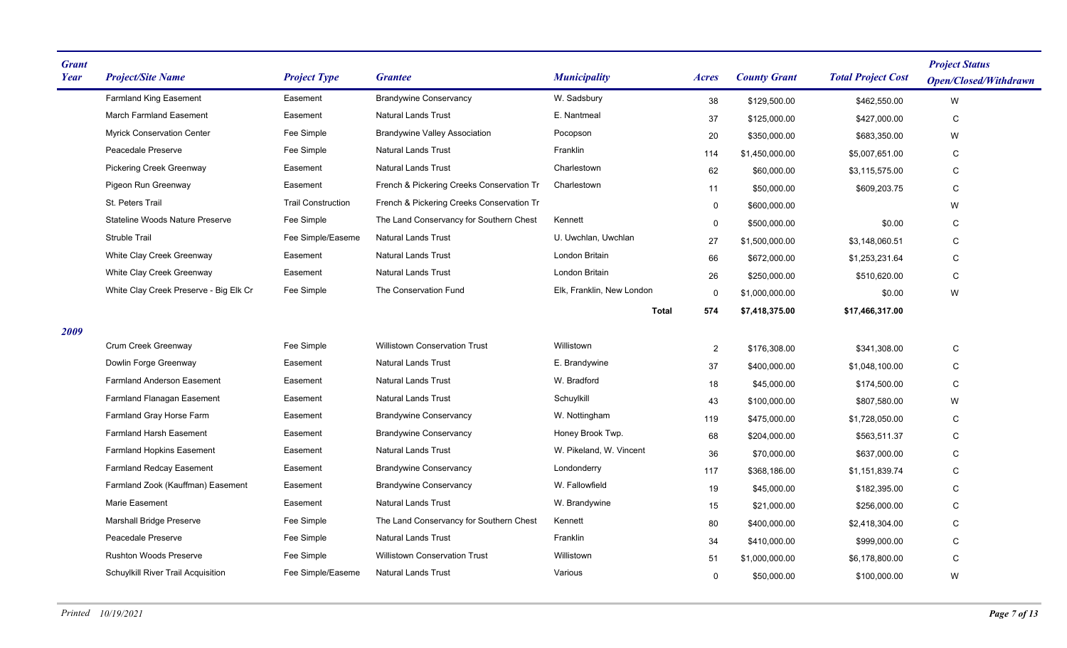| Grant Year | Project/Site Name | Project Type | Grantee | Municipality | Acres | County Grant | Total Project Cost | Project Status Open/Closed/Withdrawn |
|---|---|---|---|---|---|---|---|---|
| | Farmland King Easement | Easement | Brandywine Conservancy | W. Sadsbury | 38 | $129,500.00 | $462,550.00 | W |
| | March Farmland Easement | Easement | Natural Lands Trust | E. Nantmeal | 37 | $125,000.00 | $427,000.00 | C |
| | Myrick Conservation Center | Fee Simple | Brandywine Valley Association | Pocopson | 20 | $350,000.00 | $683,350.00 | W |
| | Peacedale Preserve | Fee Simple | Natural Lands Trust | Franklin | 114 | $1,450,000.00 | $5,007,651.00 | C |
| | Pickering Creek Greenway | Easement | Natural Lands Trust | Charlestown | 62 | $60,000.00 | $3,115,575.00 | C |
| | Pigeon Run Greenway | Easement | French & Pickering Creeks Conservation Tr | Charlestown | 11 | $50,000.00 | $609,203.75 | C |
| | St. Peters Trail | Trail Construction | French & Pickering Creeks Conservation Tr | | 0 | $600,000.00 | | W |
| | Stateline Woods Nature Preserve | Fee Simple | The Land Conservancy for Southern Chest | Kennett | 0 | $500,000.00 | $0.00 | C |
| | Struble Trail | Fee Simple/Easeme | Natural Lands Trust | U. Uwchlan, Uwchlan | 27 | $1,500,000.00 | $3,148,060.51 | C |
| | White Clay Creek Greenway | Easement | Natural Lands Trust | London Britain | 66 | $672,000.00 | $1,253,231.64 | C |
| | White Clay Creek Greenway | Easement | Natural Lands Trust | London Britain | 26 | $250,000.00 | $510,620.00 | C |
| | White Clay Creek Preserve - Big Elk Cr | Fee Simple | The Conservation Fund | Elk, Franklin, New London | 0 | $1,000,000.00 | $0.00 | W |
| | | | | **Total** | **574** | **$7,418,375.00** | **$17,466,317.00** | |
| **2009** | | | | | | | | |
| | Crum Creek Greenway | Fee Simple | Willistown Conservation Trust | Willistown | 2 | $176,308.00 | $341,308.00 | C |
| | Dowlin Forge Greenway | Easement | Natural Lands Trust | E. Brandywine | 37 | $400,000.00 | $1,048,100.00 | C |
| | Farmland Anderson Easement | Easement | Natural Lands Trust | W. Bradford | 18 | $45,000.00 | $174,500.00 | C |
| | Farmland Flanagan Easement | Easement | Natural Lands Trust | Schuylkill | 43 | $100,000.00 | $807,580.00 | W |
| | Farmland Gray Horse Farm | Easement | Brandywine Conservancy | W. Nottingham | 119 | $475,000.00 | $1,728,050.00 | C |
| | Farmland Harsh Easement | Easement | Brandywine Conservancy | Honey Brook Twp. | 68 | $204,000.00 | $563,511.37 | C |
| | Farmland Hopkins Easement | Easement | Natural Lands Trust | W. Pikeland, W. Vincent | 36 | $70,000.00 | $637,000.00 | C |
| | Farmland Redcay Easement | Easement | Brandywine Conservancy | Londonderry | 117 | $368,186.00 | $1,151,839.74 | C |
| | Farmland Zook (Kauffman) Easement | Easement | Brandywine Conservancy | W. Fallowfield | 19 | $45,000.00 | $182,395.00 | C |
| | Marie Easement | Easement | Natural Lands Trust | W. Brandywine | 15 | $21,000.00 | $256,000.00 | C |
| | Marshall Bridge Preserve | Fee Simple | The Land Conservancy for Southern Chest | Kennett | 80 | $400,000.00 | $2,418,304.00 | C |
| | Peacedale Preserve | Fee Simple | Natural Lands Trust | Franklin | 34 | $410,000.00 | $999,000.00 | C |
| | Rushton Woods Preserve | Fee Simple | Willistown Conservation Trust | Willistown | 51 | $1,000,000.00 | $6,178,800.00 | C |
| | Schuylkill River Trail Acquisition | Fee Simple/Easeme | Natural Lands Trust | Various | 0 | $50,000.00 | $100,000.00 | W |

*Printed 10/19/2021*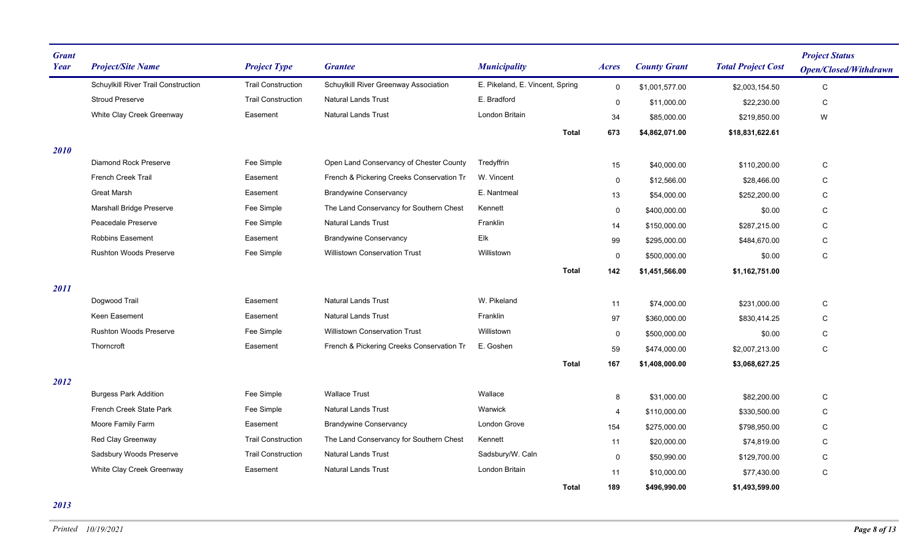| Grant Year | Project/Site Name | Project Type | Grantee | Municipality | | Acres | County Grant | Total Project Cost | Project Status Open/Closed/Withdrawn |
|---|---|---|---|---|---|---|---|---|---|
| | Schuylkill River Trail Construction | Trail Construction | Schuylkill River Greenway Association | E. Pikeland, E. Vincent, Spring | | 0 | $1,001,577.00 | $2,003,154.50 | C |
| | Stroud Preserve | Trail Construction | Natural Lands Trust | E. Bradford | | 0 | $11,000.00 | $22,230.00 | C |
| | White Clay Creek Greenway | Easement | Natural Lands Trust | London Britain | | 34 | $85,000.00 | $219,850.00 | W |
| | | | | | **Total** | **673** | **$4,862,071.00** | **$18,831,622.61** | |
| ***2010*** | | | | | | | | | |
| | Diamond Rock Preserve | Fee Simple | Open Land Conservancy of Chester County | Tredyffrin | | 15 | $40,000.00 | $110,200.00 | C |
| | French Creek Trail | Easement | French & Pickering Creeks Conservation Tr | W. Vincent | | 0 | $12,566.00 | $28,466.00 | C |
| | Great Marsh | Easement | Brandywine Conservancy | E. Nantmeal | | 13 | $54,000.00 | $252,200.00 | C |
| | Marshall Bridge Preserve | Fee Simple | The Land Conservancy for Southern Chest | Kennett | | 0 | $400,000.00 | $0.00 | C |
| | Peacedale Preserve | Fee Simple | Natural Lands Trust | Franklin | | 14 | $150,000.00 | $287,215.00 | C |
| | Robbins Easement | Easement | Brandywine Conservancy | Elk | | 99 | $295,000.00 | $484,670.00 | C |
| | Rushton Woods Preserve | Fee Simple | Willistown Conservation Trust | Willistown | | 0 | $500,000.00 | $0.00 | C |
| | | | | | **Total** | **142** | **$1,451,566.00** | **$1,162,751.00** | |
| ***2011*** | | | | | | | | | |
| | Dogwood Trail | Easement | Natural Lands Trust | W. Pikeland | | 11 | $74,000.00 | $231,000.00 | C |
| | Keen Easement | Easement | Natural Lands Trust | Franklin | | 97 | $360,000.00 | $830,414.25 | C |
| | Rushton Woods Preserve | Fee Simple | Willistown Conservation Trust | Willistown | | 0 | $500,000.00 | $0.00 | C |
| | Thorncroft | Easement | French & Pickering Creeks Conservation Tr | E. Goshen | | 59 | $474,000.00 | $2,007,213.00 | C |
| | | | | | **Total** | **167** | **$1,408,000.00** | **$3,068,627.25** | |
| ***2012*** | | | | | | | | | |
| | Burgess Park Addition | Fee Simple | Wallace Trust | Wallace | | 8 | $31,000.00 | $82,200.00 | C |
| | French Creek State Park | Fee Simple | Natural Lands Trust | Warwick | | 4 | $110,000.00 | $330,500.00 | C |
| | Moore Family Farm | Easement | Brandywine Conservancy | London Grove | | 154 | $275,000.00 | $798,950.00 | C |
| | Red Clay Greenway | Trail Construction | The Land Conservancy for Southern Chest | Kennett | | 11 | $20,000.00 | $74,819.00 | C |
| | Sadsbury Woods Preserve | Trail Construction | Natural Lands Trust | Sadsbury/W. Caln | | 0 | $50,990.00 | $129,700.00 | C |
| | White Clay Creek Greenway | Easement | Natural Lands Trust | London Britain | | 11 | $10,000.00 | $77,430.00 | C |
| | | | | | **Total** | **189** | **$496,990.00** | **$1,493,599.00** | |
| ***2013*** | | | | | | | | | |

*Printed 10/19/2021*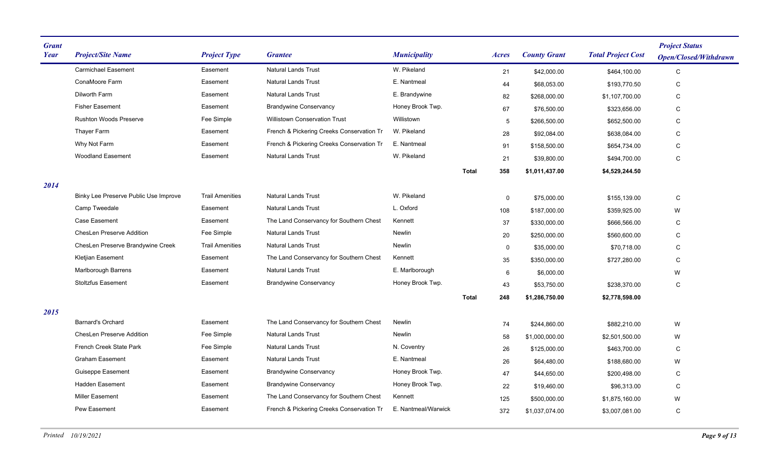| Grant Year | Project/Site Name | Project Type | Grantee | Municipality | | Acres | County Grant | Total Project Cost | Project Status Open/Closed/Withdrawn |
|---|---|---|---|---|---|---|---|---|---|
| | Carmichael Easement | Easement | Natural Lands Trust | W. Pikeland | | 21 | $42,000.00 | $464,100.00 | C |
| | ConaMoore Farm | Easement | Natural Lands Trust | E. Nantmeal | | 44 | $68,053.00 | $193,770.50 | C |
| | Dilworth Farm | Easement | Natural Lands Trust | E. Brandywine | | 82 | $268,000.00 | $1,107,700.00 | C |
| | Fisher Easement | Easement | Brandywine Conservancy | Honey Brook Twp. | | 67 | $76,500.00 | $323,656.00 | C |
| | Rushton Woods Preserve | Fee Simple | Willistown Conservation Trust | Willistown | | 5 | $266,500.00 | $652,500.00 | C |
| | Thayer Farm | Easement | French & Pickering Creeks Conservation Tr | W. Pikeland | | 28 | $92,084.00 | $638,084.00 | C |
| | Why Not Farm | Easement | French & Pickering Creeks Conservation Tr | E. Nantmeal | | 91 | $158,500.00 | $654,734.00 | C |
| | Woodland Easement | Easement | Natural Lands Trust | W. Pikeland | | 21 | $39,800.00 | $494,700.00 | C |
| | | | | | **Total** | **358** | **$1,011,437.00** | **$4,529,244.50** | |
| ***2014*** | | | | | | | | | |
| | Binky Lee Preserve Public Use Improve | Trail Amenities | Natural Lands Trust | W. Pikeland | | 0 | $75,000.00 | $155,139.00 | C |
| | Camp Tweedale | Easement | Natural Lands Trust | L. Oxford | | 108 | $187,000.00 | $359,925.00 | W |
| | Case Easement | Easement | The Land Conservancy for Southern Chest | Kennett | | 37 | $330,000.00 | $666,566.00 | C |
| | ChesLen Preserve Addition | Fee Simple | Natural Lands Trust | Newlin | | 20 | $250,000.00 | $560,600.00 | C |
| | ChesLen Preserve Brandywine Creek | Trail Amenities | Natural Lands Trust | Newlin | | 0 | $35,000.00 | $70,718.00 | C |
| | Kletjian Easement | Easement | The Land Conservancy for Southern Chest | Kennett | | 35 | $350,000.00 | $727,280.00 | C |
| | Marlborough Barrens | Easement | Natural Lands Trust | E. Marlborough | | 6 | $6,000.00 | | W |
| | Stoltzfus Easement | Easement | Brandywine Conservancy | Honey Brook Twp. | | 43 | $53,750.00 | $238,370.00 | C |
| | | | | | **Total** | **248** | **$1,286,750.00** | **$2,778,598.00** | |
| ***2015*** | | | | | | | | | |
| | Barnard's Orchard | Easement | The Land Conservancy for Southern Chest | Newlin | | 74 | $244,860.00 | $882,210.00 | W |
| | ChesLen Preserve Addition | Fee Simple | Natural Lands Trust | Newlin | | 58 | $1,000,000.00 | $2,501,500.00 | W |
| | French Creek State Park | Fee Simple | Natural Lands Trust | N. Coventry | | 26 | $125,000.00 | $463,700.00 | C |
| | Graham Easement | Easement | Natural Lands Trust | E. Nantmeal | | 26 | $64,480.00 | $188,680.00 | W |
| | Guiseppe Easement | Easement | Brandywine Conservancy | Honey Brook Twp. | | 47 | $44,650.00 | $200,498.00 | C |
| | Hadden Easement | Easement | Brandywine Conservancy | Honey Brook Twp. | | 22 | $19,460.00 | $96,313.00 | C |
| | Miller Easement | Easement | The Land Conservancy for Southern Chest | Kennett | | 125 | $500,000.00 | $1,875,160.00 | W |
| | Pew Easement | Easement | French & Pickering Creeks Conservation Tr | E. Nantmeal/Warwick | | 372 | $1,037,074.00 | $3,007,081.00 | C |

*Printed 10/19/2021*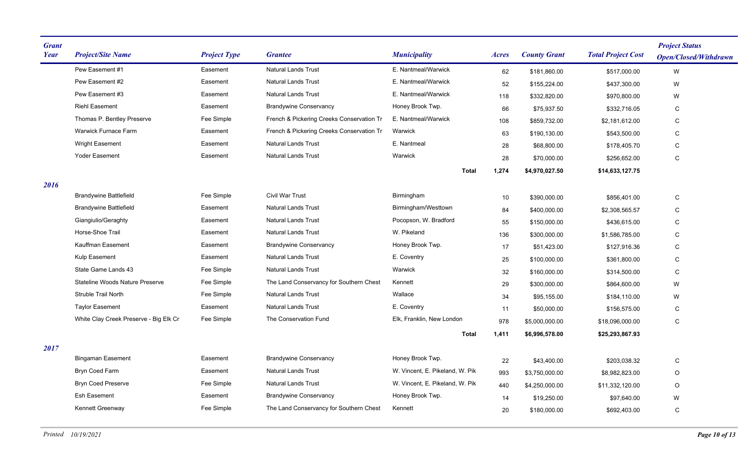| Grant Year | Project/Site Name | Project Type | Grantee | Municipality | Acres | County Grant | Total Project Cost | Project Status Open/Closed/Withdrawn |
|---|---|---|---|---|---|---|---|---|
| | Pew Easement #1 | Easement | Natural Lands Trust | E. Nantmeal/Warwick | 62 | $181,860.00 | $517,000.00 | W |
| | Pew Easement #2 | Easement | Natural Lands Trust | E. Nantmeal/Warwick | 52 | $155,224.00 | $437,300.00 | W |
| | Pew Easement #3 | Easement | Natural Lands Trust | E. Nantmeal/Warwick | 118 | $332,820.00 | $970,800.00 | W |
| | Riehl Easement | Easement | Brandywine Conservancy | Honey Brook Twp. | 66 | $75,937.50 | $332,716.05 | C |
| | Thomas P. Bentley Preserve | Fee Simple | French & Pickering Creeks Conservation Tr | E. Nantmeal/Warwick | 108 | $859,732.00 | $2,181,612.00 | C |
| | Warwick Furnace Farm | Easement | French & Pickering Creeks Conservation Tr | Warwick | 63 | $190,130.00 | $543,500.00 | C |
| | Wright Easement | Easement | Natural Lands Trust | E. Nantmeal | 28 | $68,800.00 | $178,405.70 | C |
| | Yoder Easement | Easement | Natural Lands Trust | Warwick | 28 | $70,000.00 | $256,652.00 | C |
| | | | | **Total** | **1,274** | **$4,970,027.50** | **$14,633,127.75** | |
| ***2016*** | | | | | | | | |
| | Brandywine Battlefield | Fee Simple | Civil War Trust | Birmingham | 10 | $390,000.00 | $856,401.00 | C |
| | Brandywine Battlefield | Easement | Natural Lands Trust | Birmingham/Westtown | 84 | $400,000.00 | $2,308,565.57 | C |
| | Giangiulio/Geraghty | Easement | Natural Lands Trust | Pocopson, W. Bradford | 55 | $150,000.00 | $436,615.00 | C |
| | Horse-Shoe Trail | Easement | Natural Lands Trust | W. Pikeland | 136 | $300,000.00 | $1,586,785.00 | C |
| | Kauffman Easement | Easement | Brandywine Conservancy | Honey Brook Twp. | 17 | $51,423.00 | $127,916.36 | C |
| | Kulp Easement | Easement | Natural Lands Trust | E. Coventry | 25 | $100,000.00 | $361,800.00 | C |
| | State Game Lands 43 | Fee Simple | Natural Lands Trust | Warwick | 32 | $160,000.00 | $314,500.00 | C |
| | Stateline Woods Nature Preserve | Fee Simple | The Land Conservancy for Southern Chest | Kennett | 29 | $300,000.00 | $864,600.00 | W |
| | Struble Trail North | Fee Simple | Natural Lands Trust | Wallace | 34 | $95,155.00 | $184,110.00 | W |
| | Taylor Easement | Easement | Natural Lands Trust | E. Coventry | 11 | $50,000.00 | $156,575.00 | C |
| | White Clay Creek Preserve - Big Elk Cr | Fee Simple | The Conservation Fund | Elk, Franklin, New London | 978 | $5,000,000.00 | $18,096,000.00 | C |
| | | | | **Total** | **1,411** | **$6,996,578.00** | **$25,293,867.93** | |
| ***2017*** | | | | | | | | |
| | Bingaman Easement | Easement | Brandywine Conservancy | Honey Brook Twp. | 22 | $43,400.00 | $203,038.32 | C |
| | Bryn Coed Farm | Easement | Natural Lands Trust | W. Vincent, E. Pikeland, W. Pik | 993 | $3,750,000.00 | $8,982,823.00 | O |
| | Bryn Coed Preserve | Fee Simple | Natural Lands Trust | W. Vincent, E. Pikeland, W. Pik | 440 | $4,250,000.00 | $11,332,120.00 | O |
| | Esh Easement | Easement | Brandywine Conservancy | Honey Brook Twp. | 14 | $19,250.00 | $97,640.00 | W |
| | Kennett Greenway | Fee Simple | The Land Conservancy for Southern Chest | Kennett | 20 | $180,000.00 | $692,403.00 | C |

*Printed 10/19/2021*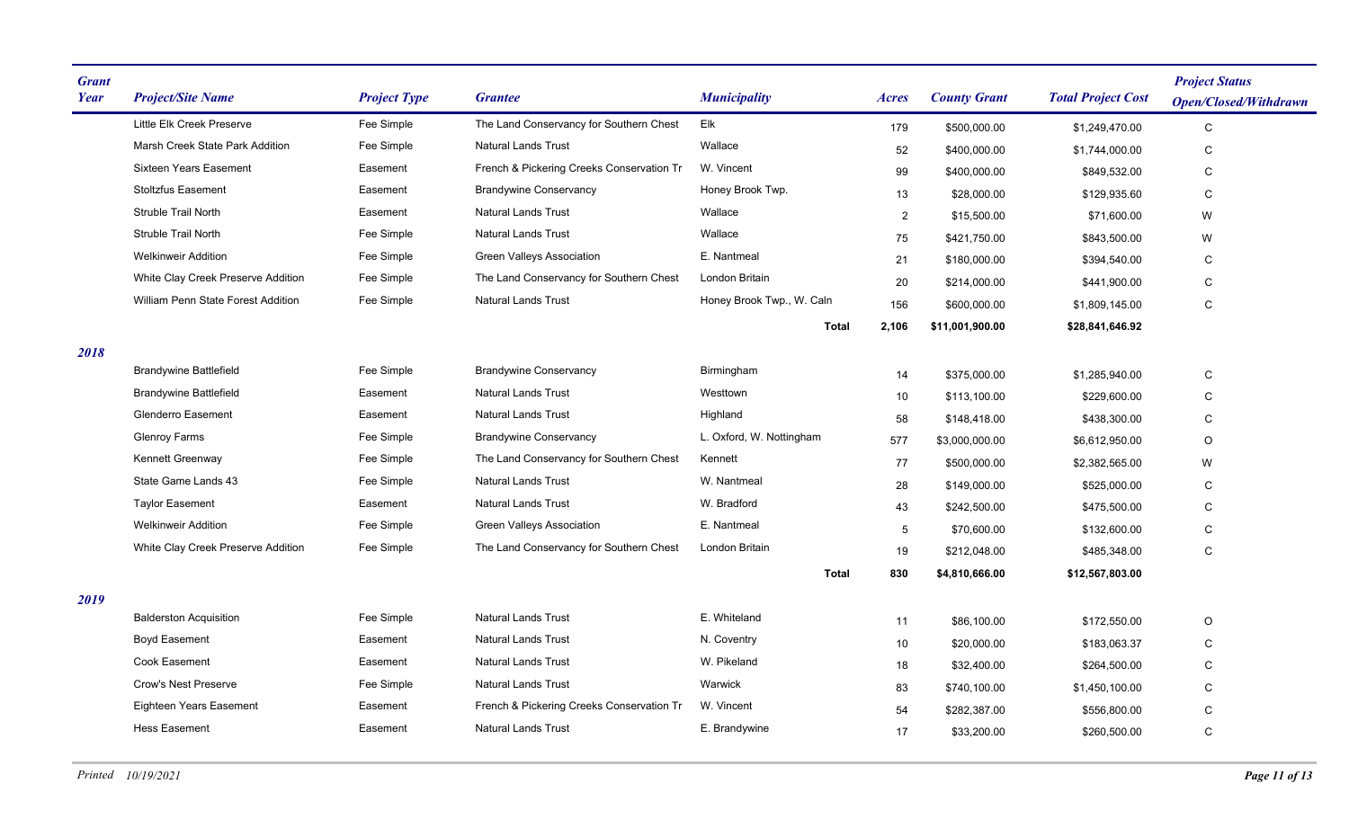| Grant Year | Project/Site Name | Project Type | Grantee | Municipality | Acres | County Grant | Total Project Cost | Project Status Open/Closed/Withdrawn |
|---|---|---|---|---|---|---|---|---|
| | Little Elk Creek Preserve | Fee Simple | The Land Conservancy for Southern Chest | Elk | 179 | $500,000.00 | $1,249,470.00 | C |
| | Marsh Creek State Park Addition | Fee Simple | Natural Lands Trust | Wallace | 52 | $400,000.00 | $1,744,000.00 | C |
| | Sixteen Years Easement | Easement | French & Pickering Creeks Conservation Tr | W. Vincent | 99 | $400,000.00 | $849,532.00 | C |
| | Stoltzfus Easement | Easement | Brandywine Conservancy | Honey Brook Twp. | 13 | $28,000.00 | $129,935.60 | C |
| | Struble Trail North | Easement | Natural Lands Trust | Wallace | 2 | $15,500.00 | $71,600.00 | W |
| | Struble Trail North | Fee Simple | Natural Lands Trust | Wallace | 75 | $421,750.00 | $843,500.00 | W |
| | Welkinweir Addition | Fee Simple | Green Valleys Association | E. Nantmeal | 21 | $180,000.00 | $394,540.00 | C |
| | White Clay Creek Preserve Addition | Fee Simple | The Land Conservancy for Southern Chest | London Britain | 20 | $214,000.00 | $441,900.00 | C |
| | William Penn State Forest Addition | Fee Simple | Natural Lands Trust | Honey Brook Twp., W. Caln | 156 | $600,000.00 | $1,809,145.00 | C |
| | | | | **Total** | **2,106** | **$11,001,900.00** | **$28,841,646.92** | |
| ***2018*** | | | | | | | | |
| | Brandywine Battlefield | Fee Simple | Brandywine Conservancy | Birmingham | 14 | $375,000.00 | $1,285,940.00 | C |
| | Brandywine Battlefield | Easement | Natural Lands Trust | Westtown | 10 | $113,100.00 | $229,600.00 | C |
| | Glenderro Easement | Easement | Natural Lands Trust | Highland | 58 | $148,418.00 | $438,300.00 | C |
| | Glenroy Farms | Fee Simple | Brandywine Conservancy | L. Oxford, W. Nottingham | 577 | $3,000,000.00 | $6,612,950.00 | O |
| | Kennett Greenway | Fee Simple | The Land Conservancy for Southern Chest | Kennett | 77 | $500,000.00 | $2,382,565.00 | W |
| | State Game Lands 43 | Fee Simple | Natural Lands Trust | W. Nantmeal | 28 | $149,000.00 | $525,000.00 | C |
| | Taylor Easement | Easement | Natural Lands Trust | W. Bradford | 43 | $242,500.00 | $475,500.00 | C |
| | Welkinweir Addition | Fee Simple | Green Valleys Association | E. Nantmeal | 5 | $70,600.00 | $132,600.00 | C |
| | White Clay Creek Preserve Addition | Fee Simple | The Land Conservancy for Southern Chest | London Britain | 19 | $212,048.00 | $485,348.00 | C |
| | | | | **Total** | **830** | **$4,810,666.00** | **$12,567,803.00** | |
| ***2019*** | | | | | | | | |
| | Balderston Acquisition | Fee Simple | Natural Lands Trust | E. Whiteland | 11 | $86,100.00 | $172,550.00 | O |
| | Boyd Easement | Easement | Natural Lands Trust | N. Coventry | 10 | $20,000.00 | $183,063.37 | C |
| | Cook Easement | Easement | Natural Lands Trust | W. Pikeland | 18 | $32,400.00 | $264,500.00 | C |
| | Crow's Nest Preserve | Fee Simple | Natural Lands Trust | Warwick | 83 | $740,100.00 | $1,450,100.00 | C |
| | Eighteen Years Easement | Easement | French & Pickering Creeks Conservation Tr | W. Vincent | 54 | $282,387.00 | $556,800.00 | C |
| | Hess Easement | Easement | Natural Lands Trust | E. Brandywine | 17 | $33,200.00 | $260,500.00 | C |

*Printed 10/19/2021*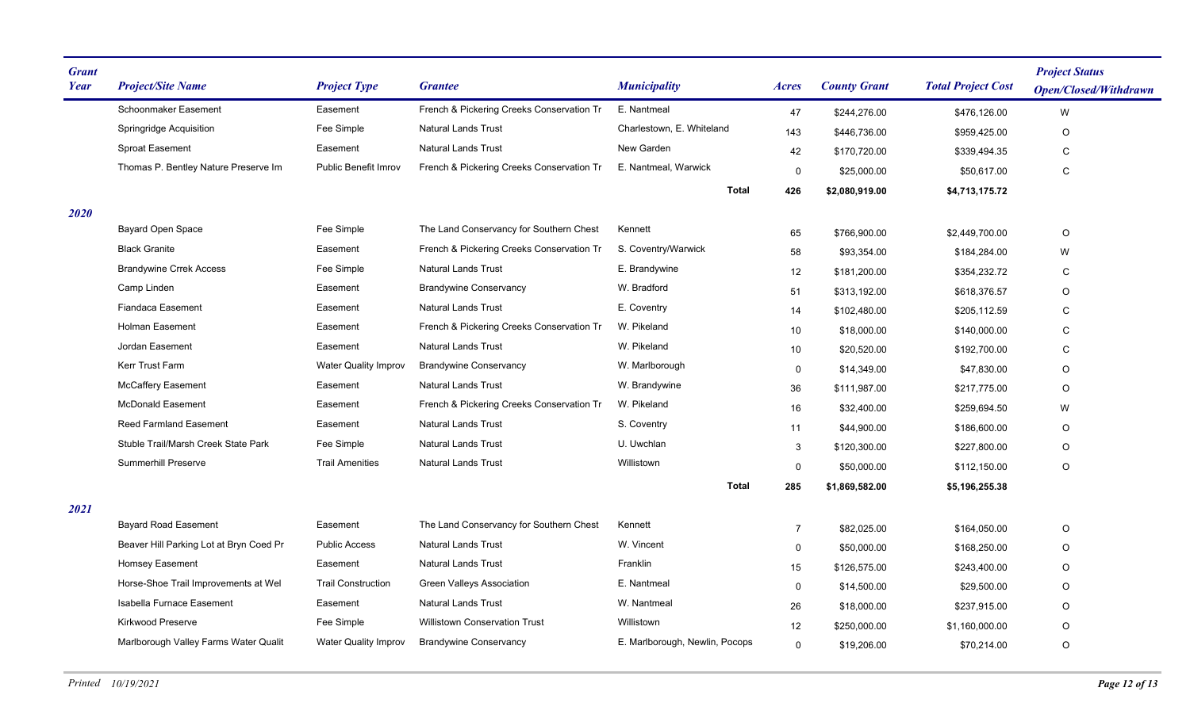| Grant Year | Project/Site Name | Project Type | Grantee | Municipality | Acres | County Grant | Total Project Cost | Project Status Open/Closed/Withdrawn |
|---|---|---|---|---|---|---|---|---|
| | Schoonmaker Easement | Easement | French & Pickering Creeks Conservation Tr | E. Nantmeal | 47 | $244,276.00 | $476,126.00 | W |
| | Springridge Acquisition | Fee Simple | Natural Lands Trust | Charlestown, E. Whiteland | 143 | $446,736.00 | $959,425.00 | O |
| | Sproat Easement | Easement | Natural Lands Trust | New Garden | 42 | $170,720.00 | $339,494.35 | C |
| | Thomas P. Bentley Nature Preserve Im | Public Benefit Imrov | French & Pickering Creeks Conservation Tr | E. Nantmeal, Warwick | 0 | $25,000.00 | $50,617.00 | C |
| | | | | **Total** | **426** | **$2,080,919.00** | **$4,713,175.72** | |
| ***2020*** | | | | | | | | |
| | Bayard Open Space | Fee Simple | The Land Conservancy for Southern Chest | Kennett | 65 | $766,900.00 | $2,449,700.00 | O |
| | Black Granite | Easement | French & Pickering Creeks Conservation Tr | S. Coventry/Warwick | 58 | $93,354.00 | $184,284.00 | W |
| | Brandywine Crrek Access | Fee Simple | Natural Lands Trust | E. Brandywine | 12 | $181,200.00 | $354,232.72 | C |
| | Camp Linden | Easement | Brandywine Conservancy | W. Bradford | 51 | $313,192.00 | $618,376.57 | O |
| | Fiandaca Easement | Easement | Natural Lands Trust | E. Coventry | 14 | $102,480.00 | $205,112.59 | C |
| | Holman Easement | Easement | French & Pickering Creeks Conservation Tr | W. Pikeland | 10 | $18,000.00 | $140,000.00 | C |
| | Jordan Easement | Easement | Natural Lands Trust | W. Pikeland | 10 | $20,520.00 | $192,700.00 | C |
| | Kerr Trust Farm | Water Quality Improv | Brandywine Conservancy | W. Marlborough | 0 | $14,349.00 | $47,830.00 | O |
| | McCaffery Easement | Easement | Natural Lands Trust | W. Brandywine | 36 | $111,987.00 | $217,775.00 | O |
| | McDonald Easement | Easement | French & Pickering Creeks Conservation Tr | W. Pikeland | 16 | $32,400.00 | $259,694.50 | W |
| | Reed Farmland Easement | Easement | Natural Lands Trust | S. Coventry | 11 | $44,900.00 | $186,600.00 | O |
| | Stuble Trail/Marsh Creek State Park | Fee Simple | Natural Lands Trust | U. Uwchlan | 3 | $120,300.00 | $227,800.00 | O |
| | Summerhill Preserve | Trail Amenities | Natural Lands Trust | Willistown | 0 | $50,000.00 | $112,150.00 | O |
| | | | | **Total** | **285** | **$1,869,582.00** | **$5,196,255.38** | |
| ***2021*** | | | | | | | | |
| | Bayard Road Easement | Easement | The Land Conservancy for Southern Chest | Kennett | 7 | $82,025.00 | $164,050.00 | O |
| | Beaver Hill Parking Lot at Bryn Coed Pr | Public Access | Natural Lands Trust | W. Vincent | 0 | $50,000.00 | $168,250.00 | O |
| | Homsey Easement | Easement | Natural Lands Trust | Franklin | 15 | $126,575.00 | $243,400.00 | O |
| | Horse-Shoe Trail Improvements at Wel | Trail Construction | Green Valleys Association | E. Nantmeal | 0 | $14,500.00 | $29,500.00 | O |
| | Isabella Furnace Easement | Easement | Natural Lands Trust | W. Nantmeal | 26 | $18,000.00 | $237,915.00 | O |
| | Kirkwood Preserve | Fee Simple | Willistown Conservation Trust | Willistown | 12 | $250,000.00 | $1,160,000.00 | O |
| | Marlborough Valley Farms Water Qualit | Water Quality Improv | Brandywine Conservancy | E. Marlborough, Newlin, Pocops | 0 | $19,206.00 | $70,214.00 | O |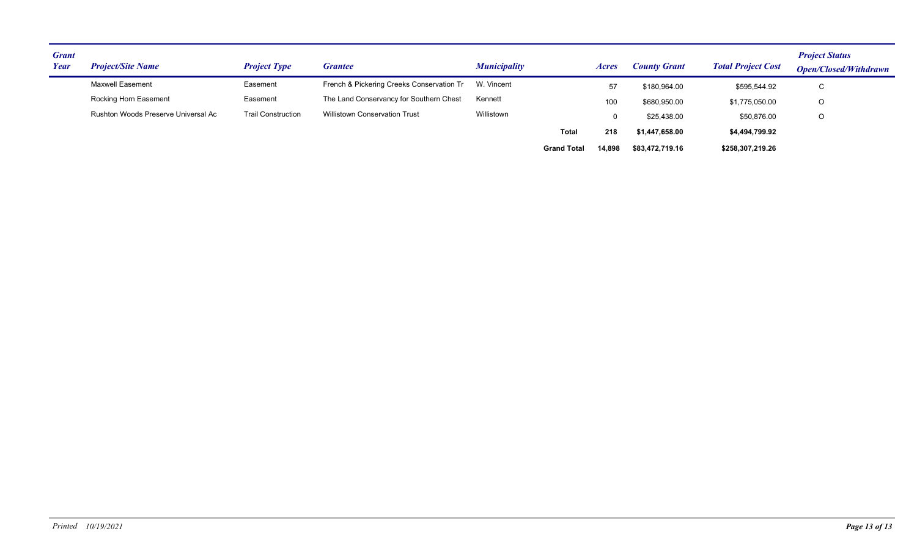| Grant Year | Project/Site Name | Project Type | Grantee | Municipality | | Acres | County Grant | Total Project Cost | Project Status Open/Closed/Withdrawn |
|---|---|---|---|---|---|---|---|---|---|
| | Maxwell Easement | Easement | French & Pickering Creeks Conservation Tr | W. Vincent | | 57 | $180,964.00 | $595,544.92 | C |
| | Rocking Horn Easement | Easement | The Land Conservancy for Southern Chest | Kennett | | 100 | $680,950.00 | $1,775,050.00 | O |
| | Rushton Woods Preserve Universal Ac | Trail Construction | Willistown Conservation Trust | Willistown | | 0 | $25,438.00 | $50,876.00 | O |
| | | | | | **Total** | **218** | **$1,447,658.00** | **$4,494,799.92** | |
| | | | | | **Grand Total** | **14,898** | **$83,472,719.16** | **$258,307,219.26** | |

*Printed 10/19/2021*